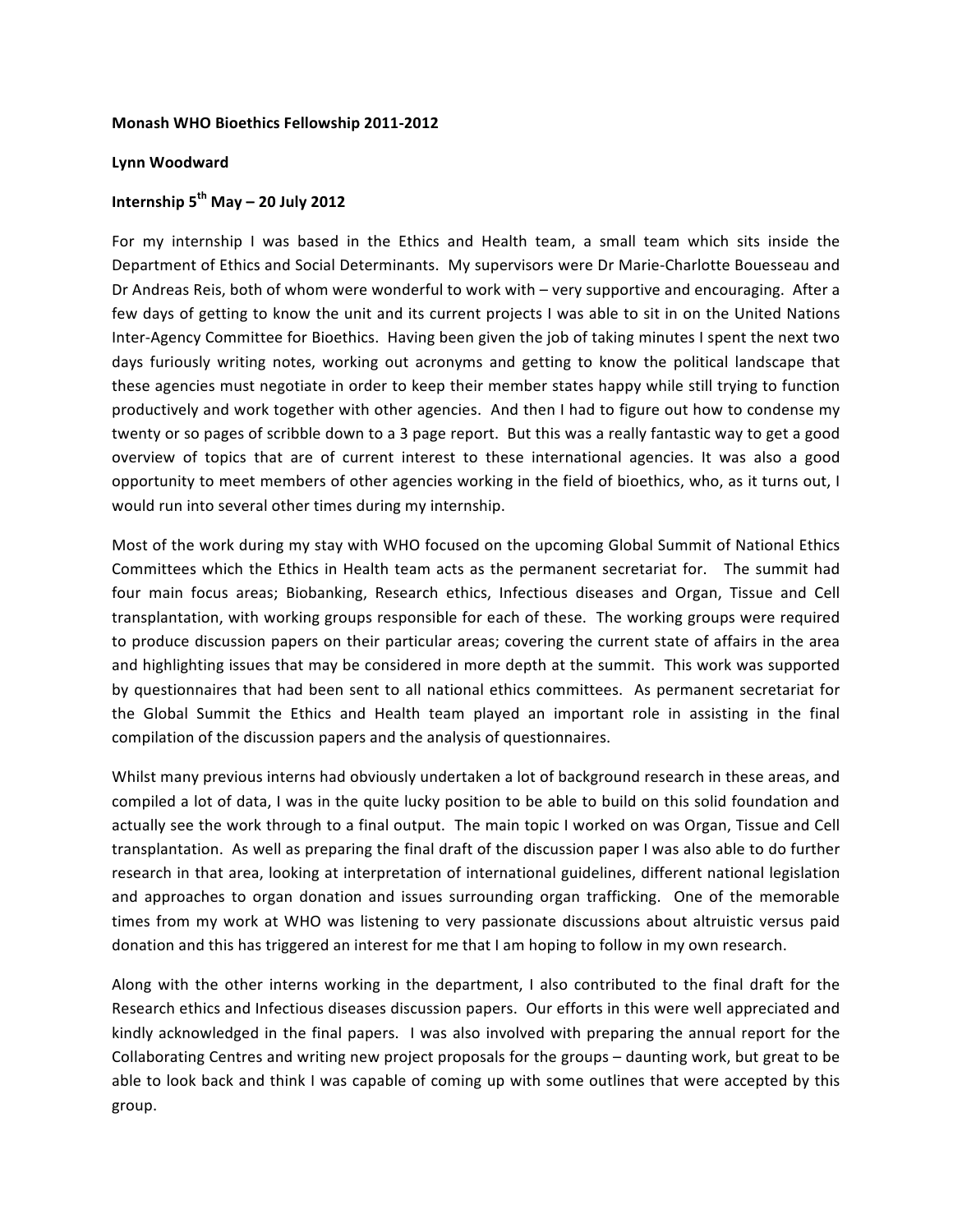**Monash WHO Bioethics Fellowship 2011-2012**

**Lynn Woodward**

**Internship 5th May – 20 July 2012**

For my internship I was based in the Ethics and Health team, a small team which sits inside the Department of Ethics and Social Determinants. My supervisors were Dr Marie-Charlotte Bouesseau and Dr Andreas Reis, both of whom were wonderful to work with – very supportive and encouraging. After a few days of getting to know the unit and its current projects I was able to sit in on the United Nations Inter-Agency Committee for Bioethics. Having been given the job of taking minutes I spent the next two days furiously writing notes, working out acronyms and getting to know the political landscape that these agencies must negotiate in order to keep their member states happy while still trying to function productively and work together with other agencies. And then I had to figure out how to condense my twenty or so pages of scribble down to a 3 page report. But this was a really fantastic way to get a good overview of topics that are of current interest to these international agencies. It was also a good opportunity to meet members of other agencies working in the field of bioethics, who, as it turns out, I would run into several other times during my internship.

Most of the work during my stay with WHO focused on the upcoming Global Summit of National Ethics Committees which the Ethics in Health team acts as the permanent secretariat for. The summit had four main focus areas; Biobanking, Research ethics, Infectious diseases and Organ, Tissue and Cell transplantation, with working groups responsible for each of these. The working groups were required to produce discussion papers on their particular areas; covering the current state of affairs in the area and highlighting issues that may be considered in more depth at the summit. This work was supported by questionnaires that had been sent to all national ethics committees. As permanent secretariat for the Global Summit the Ethics and Health team played an important role in assisting in the final compilation of the discussion papers and the analysis of questionnaires.

Whilst many previous interns had obviously undertaken a lot of background research in these areas, and compiled a lot of data, I was in the quite lucky position to be able to build on this solid foundation and actually see the work through to a final output. The main topic I worked on was Organ, Tissue and Cell transplantation. As well as preparing the final draft of the discussion paper I was also able to do further research in that area, looking at interpretation of international guidelines, different national legislation and approaches to organ donation and issues surrounding organ trafficking. One of the memorable times from my work at WHO was listening to very passionate discussions about altruistic versus paid donation and this has triggered an interest for me that I am hoping to follow in my own research.

Along with the other interns working in the department, I also contributed to the final draft for the Research ethics and Infectious diseases discussion papers. Our efforts in this were well appreciated and kindly acknowledged in the final papers. I was also involved with preparing the annual report for the Collaborating Centres and writing new project proposals for the groups – daunting work, but great to be able to look back and think I was capable of coming up with some outlines that were accepted by this group.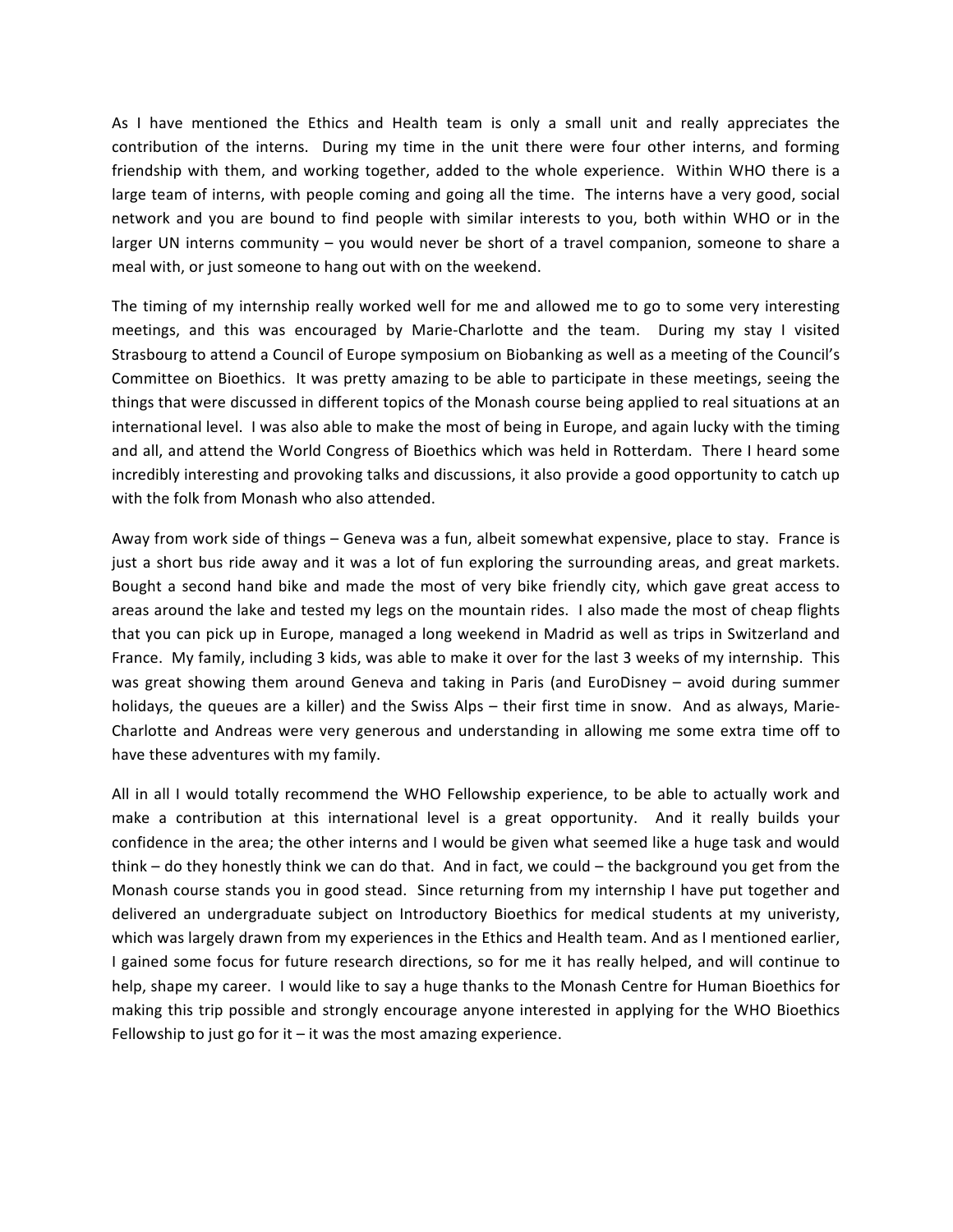As I have mentioned the Ethics and Health team is only a small unit and really appreciates the contribution of the interns. During my time in the unit there were four other interns, and forming friendship with them, and working together, added to the whole experience. Within WHO there is a large team of interns, with people coming and going all the time. The interns have a very good, social network and you are bound to find people with similar interests to you, both within WHO or in the larger UN interns community – you would never be short of a travel companion, someone to share a meal with, or just someone to hang out with on the weekend.

The timing of my internship really worked well for me and allowed me to go to some very interesting meetings, and this was encouraged by Marie-Charlotte and the team. During my stay I visited Strasbourg to attend a Council of Europe symposium on Biobanking as well as a meeting of the Council's Committee on Bioethics. It was pretty amazing to be able to participate in these meetings, seeing the things that were discussed in different topics of the Monash course being applied to real situations at an international level. I was also able to make the most of being in Europe, and again lucky with the timing and all, and attend the World Congress of Bioethics which was held in Rotterdam. There I heard some incredibly interesting and provoking talks and discussions, it also provide a good opportunity to catch up with the folk from Monash who also attended.

Away from work side of things – Geneva was a fun, albeit somewhat expensive, place to stay. France is just a short bus ride away and it was a lot of fun exploring the surrounding areas, and great markets. Bought a second hand bike and made the most of very bike friendly city, which gave great access to areas around the lake and tested my legs on the mountain rides. I also made the most of cheap flights that you can pick up in Europe, managed a long weekend in Madrid as well as trips in Switzerland and France. My family, including 3 kids, was able to make it over for the last 3 weeks of my internship. This was great showing them around Geneva and taking in Paris (and EuroDisney – avoid during summer holidays, the queues are a killer) and the Swiss Alps – their first time in snow. And as always, Marie-Charlotte and Andreas were very generous and understanding in allowing me some extra time off to have these adventures with my family.

All in all I would totally recommend the WHO Fellowship experience, to be able to actually work and make a contribution at this international level is a great opportunity. And it really builds your confidence in the area; the other interns and I would be given what seemed like a huge task and would think – do they honestly think we can do that. And in fact, we could – the background you get from the Monash course stands you in good stead. Since returning from my internship I have put together and delivered an undergraduate subject on Introductory Bioethics for medical students at my univeristy, which was largely drawn from my experiences in the Ethics and Health team. And as I mentioned earlier, I gained some focus for future research directions, so for me it has really helped, and will continue to help, shape my career. I would like to say a huge thanks to the Monash Centre for Human Bioethics for making this trip possible and strongly encourage anyone interested in applying for the WHO Bioethics Fellowship to just go for it – it was the most amazing experience.